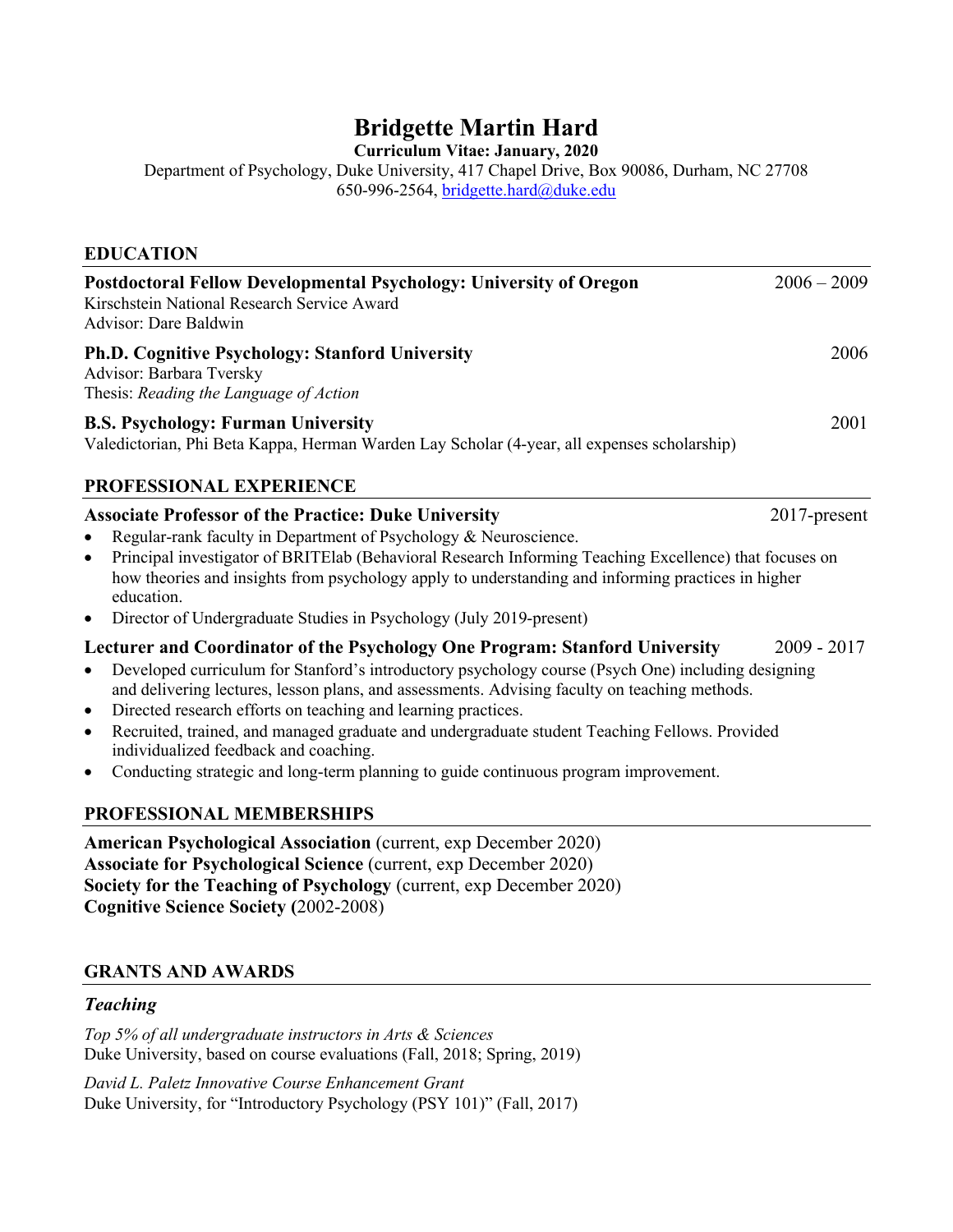# Bridgette Martin Hard

**Curriculum Vitae: January, 2020**

Department of Psychology, Duke University, 417 Chapel Drive, Box 90086, Durham, NC 27708
650-996-2564, [bridgette.hard@duke.edu](mailto:bridgette.hard@duke.edu)

## EDUCATION

**Postdoctoral Fellow Developmental Psychology: University of Oregon** — 2006 – 2009
Kirschstein National Research Service Award
Advisor: Dare Baldwin

**Ph.D. Cognitive Psychology: Stanford University** — 2006
Advisor: Barbara Tversky
Thesis: *Reading the Language of Action*

**B.S. Psychology: Furman University** — 2001
Valedictorian, Phi Beta Kappa, Herman Warden Lay Scholar (4-year, all expenses scholarship)

## PROFESSIONAL EXPERIENCE

**Associate Professor of the Practice: Duke University** — 2017-present

- Regular-rank faculty in Department of Psychology & Neuroscience.
- Principal investigator of BRITElab (Behavioral Research Informing Teaching Excellence) that focuses on how theories and insights from psychology apply to understanding and informing practices in higher education.
- Director of Undergraduate Studies in Psychology (July 2019-present)

**Lecturer and Coordinator of the Psychology One Program: Stanford University** — 2009 - 2017

- Developed curriculum for Stanford's introductory psychology course (Psych One) including designing and delivering lectures, lesson plans, and assessments. Advising faculty on teaching methods.
- Directed research efforts on teaching and learning practices.
- Recruited, trained, and managed graduate and undergraduate student Teaching Fellows. Provided individualized feedback and coaching.
- Conducting strategic and long-term planning to guide continuous program improvement.

## PROFESSIONAL MEMBERSHIPS

**American Psychological Association** (current, exp December 2020)
**Associate for Psychological Science** (current, exp December 2020)
**Society for the Teaching of Psychology** (current, exp December 2020)
**Cognitive Science Society (**2002-2008)

## GRANTS AND AWARDS

### *Teaching*

*Top 5% of all undergraduate instructors in Arts & Sciences*
Duke University, based on course evaluations (Fall, 2018; Spring, 2019)

*David L. Paletz Innovative Course Enhancement Grant*
Duke University, for "Introductory Psychology (PSY 101)" (Fall, 2017)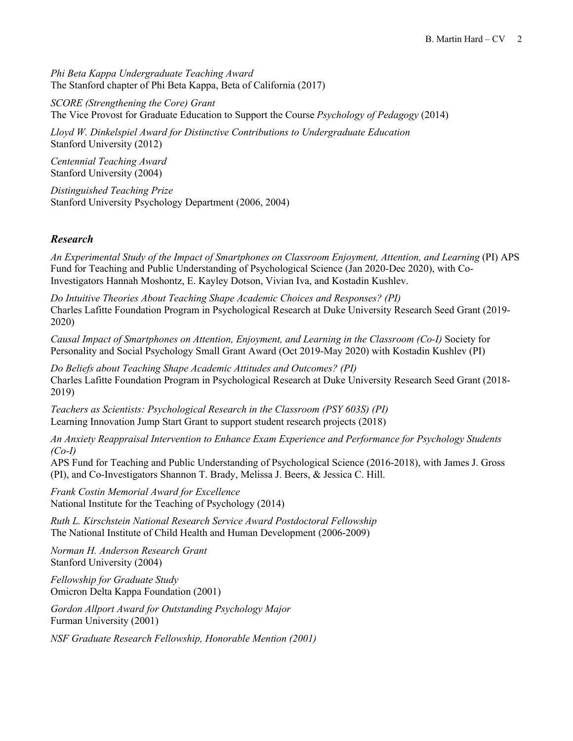*Phi Beta Kappa Undergraduate Teaching Award*
The Stanford chapter of Phi Beta Kappa, Beta of California (2017)

*SCORE (Strengthening the Core) Grant*
The Vice Provost for Graduate Education to Support the Course *Psychology of Pedagogy* (2014)

*Lloyd W. Dinkelspiel Award for Distinctive Contributions to Undergraduate Education*
Stanford University (2012)

*Centennial Teaching Award*
Stanford University (2004)

*Distinguished Teaching Prize*
Stanford University Psychology Department (2006, 2004)

## *Research*

*An Experimental Study of the Impact of Smartphones on Classroom Enjoyment, Attention, and Learning* (PI) APS Fund for Teaching and Public Understanding of Psychological Science (Jan 2020-Dec 2020), with Co-Investigators Hannah Moshontz, E. Kayley Dotson, Vivian Iva, and Kostadin Kushlev.

*Do Intuitive Theories About Teaching Shape Academic Choices and Responses? (PI)*
Charles Lafitte Foundation Program in Psychological Research at Duke University Research Seed Grant (2019-2020)

*Causal Impact of Smartphones on Attention, Enjoyment, and Learning in the Classroom (Co-I)* Society for Personality and Social Psychology Small Grant Award (Oct 2019-May 2020) with Kostadin Kushlev (PI)

*Do Beliefs about Teaching Shape Academic Attitudes and Outcomes? (PI)*
Charles Lafitte Foundation Program in Psychological Research at Duke University Research Seed Grant (2018-2019)

*Teachers as Scientists: Psychological Research in the Classroom (PSY 603S) (PI)*
Learning Innovation Jump Start Grant to support student research projects (2018)

*An Anxiety Reappraisal Intervention to Enhance Exam Experience and Performance for Psychology Students (Co-I)*
APS Fund for Teaching and Public Understanding of Psychological Science (2016-2018), with James J. Gross (PI), and Co-Investigators Shannon T. Brady, Melissa J. Beers, & Jessica C. Hill.

*Frank Costin Memorial Award for Excellence*
National Institute for the Teaching of Psychology (2014)

*Ruth L. Kirschstein National Research Service Award Postdoctoral Fellowship*
The National Institute of Child Health and Human Development (2006-2009)

*Norman H. Anderson Research Grant*
Stanford University (2004)

*Fellowship for Graduate Study*
Omicron Delta Kappa Foundation (2001)

*Gordon Allport Award for Outstanding Psychology Major*
Furman University (2001)

*NSF Graduate Research Fellowship, Honorable Mention (2001)*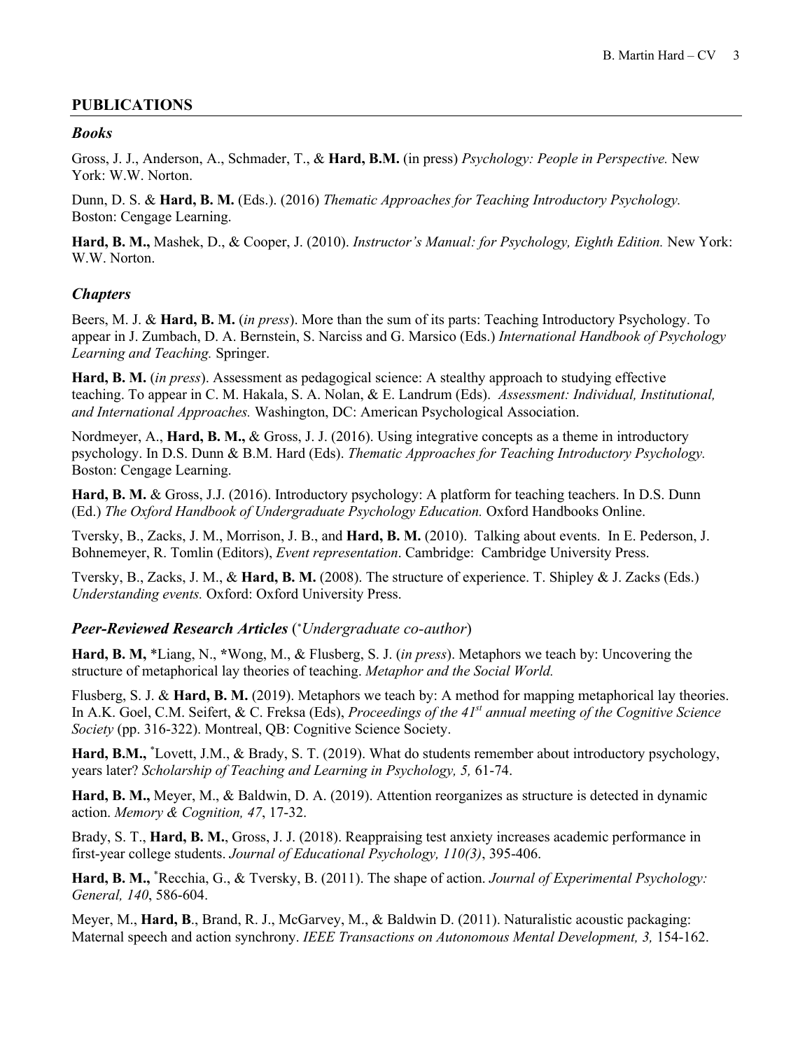## PUBLICATIONS

### *Books*

Gross, J. J., Anderson, A., Schmader, T., & **Hard, B.M.** (in press) *Psychology: People in Perspective.* New York: W.W. Norton.

Dunn, D. S. & **Hard, B. M.** (Eds.). (2016) *Thematic Approaches for Teaching Introductory Psychology.* Boston: Cengage Learning.

**Hard, B. M.,** Mashek, D., & Cooper, J. (2010). *Instructor's Manual: for Psychology, Eighth Edition.* New York: W.W. Norton.

### *Chapters*

Beers, M. J. & **Hard, B. M.** (*in press*). More than the sum of its parts: Teaching Introductory Psychology. To appear in J. Zumbach, D. A. Bernstein, S. Narciss and G. Marsico (Eds.) *International Handbook of Psychology Learning and Teaching.* Springer.

**Hard, B. M.** (*in press*). Assessment as pedagogical science: A stealthy approach to studying effective teaching. To appear in C. M. Hakala, S. A. Nolan, & E. Landrum (Eds). *Assessment: Individual, Institutional, and International Approaches.* Washington, DC: American Psychological Association.

Nordmeyer, A., **Hard, B. M.,** & Gross, J. J. (2016). Using integrative concepts as a theme in introductory psychology. In D.S. Dunn & B.M. Hard (Eds). *Thematic Approaches for Teaching Introductory Psychology.* Boston: Cengage Learning.

**Hard, B. M.** & Gross, J.J. (2016). Introductory psychology: A platform for teaching teachers. In D.S. Dunn (Ed.) *The Oxford Handbook of Undergraduate Psychology Education.* Oxford Handbooks Online.

Tversky, B., Zacks, J. M., Morrison, J. B., and **Hard, B. M.** (2010). Talking about events. In E. Pederson, J. Bohnemeyer, R. Tomlin (Editors), *Event representation*. Cambridge: Cambridge University Press.

Tversky, B., Zacks, J. M., & **Hard, B. M.** (2008). The structure of experience. T. Shipley & J. Zacks (Eds.) *Understanding events.* Oxford: Oxford University Press.

### *Peer-Reviewed Research Articles* (*\*Undergraduate co-author*)

**Hard, B. M,** \*Liang, N., **\***Wong, M., & Flusberg, S. J. (*in press*). Metaphors we teach by: Uncovering the structure of metaphorical lay theories of teaching. *Metaphor and the Social World.*

Flusberg, S. J. & **Hard, B. M.** (2019). Metaphors we teach by: A method for mapping metaphorical lay theories. In A.K. Goel, C.M. Seifert, & C. Freksa (Eds), *Proceedings of the 41st annual meeting of the Cognitive Science Society* (pp. 316-322). Montreal, QB: Cognitive Science Society.

**Hard, B.M.,** \*Lovett, J.M., & Brady, S. T. (2019). What do students remember about introductory psychology, years later? *Scholarship of Teaching and Learning in Psychology, 5,* 61-74.

**Hard, B. M.,** Meyer, M., & Baldwin, D. A. (2019). Attention reorganizes as structure is detected in dynamic action. *Memory & Cognition, 47*, 17-32.

Brady, S. T., **Hard, B. M.**, Gross, J. J. (2018). Reappraising test anxiety increases academic performance in first-year college students. *Journal of Educational Psychology, 110(3)*, 395-406.

**Hard, B. M.,** \*Recchia, G., & Tversky, B. (2011). The shape of action. *Journal of Experimental Psychology: General, 140*, 586-604.

Meyer, M., **Hard, B**., Brand, R. J., McGarvey, M., & Baldwin D. (2011). Naturalistic acoustic packaging: Maternal speech and action synchrony. *IEEE Transactions on Autonomous Mental Development, 3,* 154-162.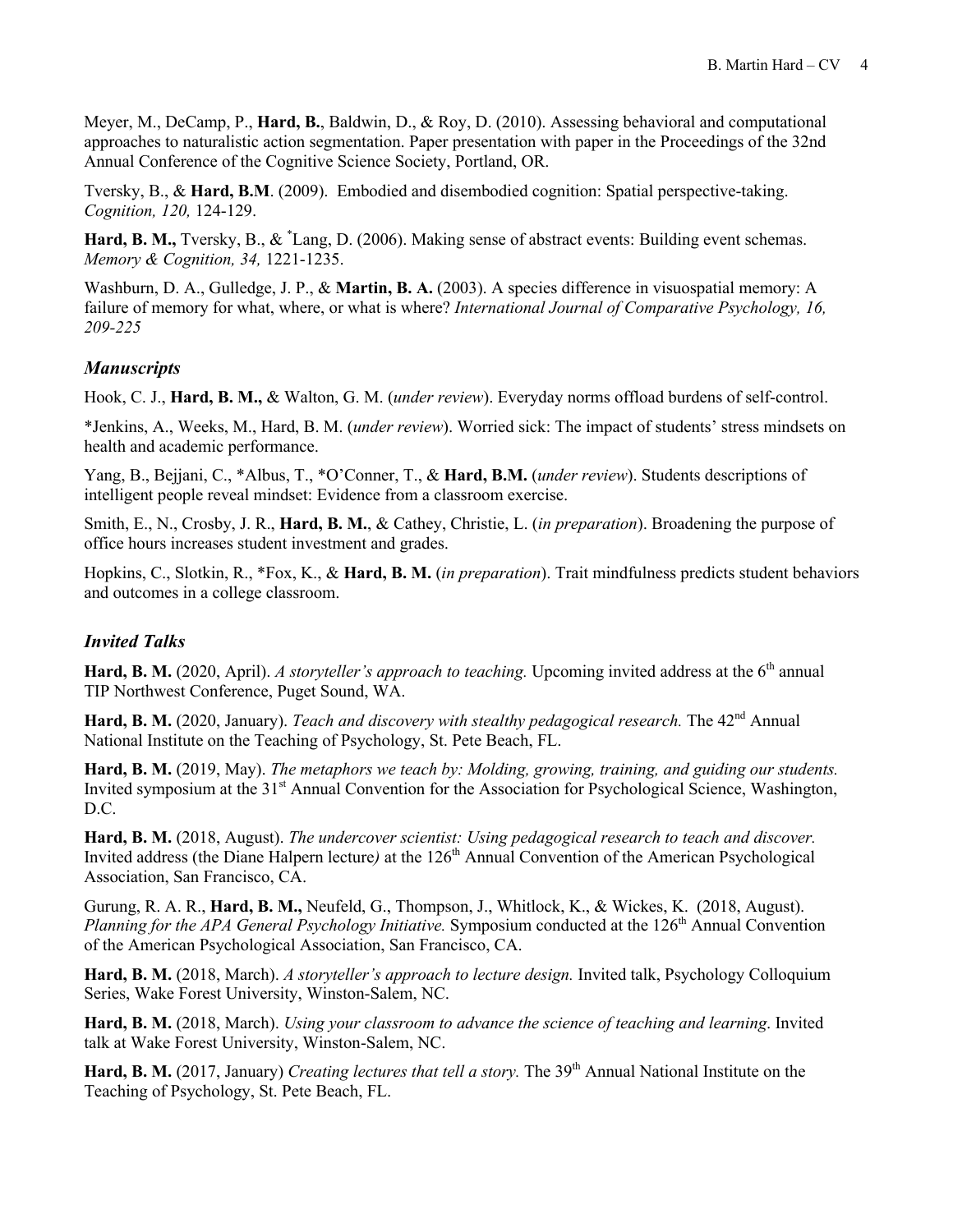Meyer, M., DeCamp, P., **Hard, B.**, Baldwin, D., & Roy, D. (2010). Assessing behavioral and computational approaches to naturalistic action segmentation. Paper presentation with paper in the Proceedings of the 32nd Annual Conference of the Cognitive Science Society, Portland, OR.

Tversky, B., & **Hard, B.M**. (2009). Embodied and disembodied cognition: Spatial perspective-taking. *Cognition, 120,* 124-129.

**Hard, B. M.,** Tversky, B., & *Lang, D. (2006). Making sense of abstract events: Building event schemas. *Memory & Cognition, 34,* 1221-1235.

Washburn, D. A., Gulledge, J. P., & **Martin, B. A.** (2003). A species difference in visuospatial memory: A failure of memory for what, where, or what is where? *International Journal of Comparative Psychology, 16, 209-225*

### *Manuscripts*

Hook, C. J., **Hard, B. M.,** & Walton, G. M. (*under review*). Everyday norms offload burdens of self-control.

*Jenkins, A., Weeks, M., Hard, B. M. (*under review*). Worried sick: The impact of students' stress mindsets on health and academic performance.

Yang, B., Bejjani, C., *Albus, T., *O'Conner, T., & **Hard, B.M.** (*under review*). Students descriptions of intelligent people reveal mindset: Evidence from a classroom exercise.

Smith, E., N., Crosby, J. R., **Hard, B. M.**, & Cathey, Christie, L. (*in preparation*). Broadening the purpose of office hours increases student investment and grades.

Hopkins, C., Slotkin, R., *Fox, K., & **Hard, B. M.** (*in preparation*). Trait mindfulness predicts student behaviors and outcomes in a college classroom.

### *Invited Talks*

**Hard, B. M.** (2020, April). *A storyteller's approach to teaching.* Upcoming invited address at the 6th annual TIP Northwest Conference, Puget Sound, WA.

**Hard, B. M.** (2020, January). *Teach and discovery with stealthy pedagogical research.* The 42nd Annual National Institute on the Teaching of Psychology, St. Pete Beach, FL.

**Hard, B. M.** (2019, May). *The metaphors we teach by: Molding, growing, training, and guiding our students.* Invited symposium at the 31st Annual Convention for the Association for Psychological Science, Washington, D.C.

**Hard, B. M.** (2018, August). *The undercover scientist: Using pedagogical research to teach and discover.* Invited address (the Diane Halpern lecture*)* at the 126th Annual Convention of the American Psychological Association, San Francisco, CA.

Gurung, R. A. R., **Hard, B. M.,** Neufeld, G., Thompson, J., Whitlock, K., & Wickes, K. (2018, August). *Planning for the APA General Psychology Initiative.* Symposium conducted at the 126th Annual Convention of the American Psychological Association, San Francisco, CA.

**Hard, B. M.** (2018, March). *A storyteller's approach to lecture design.* Invited talk, Psychology Colloquium Series, Wake Forest University, Winston-Salem, NC.

**Hard, B. M.** (2018, March). *Using your classroom to advance the science of teaching and learning*. Invited talk at Wake Forest University, Winston-Salem, NC.

**Hard, B. M.** (2017, January) *Creating lectures that tell a story.* The 39th Annual National Institute on the Teaching of Psychology, St. Pete Beach, FL.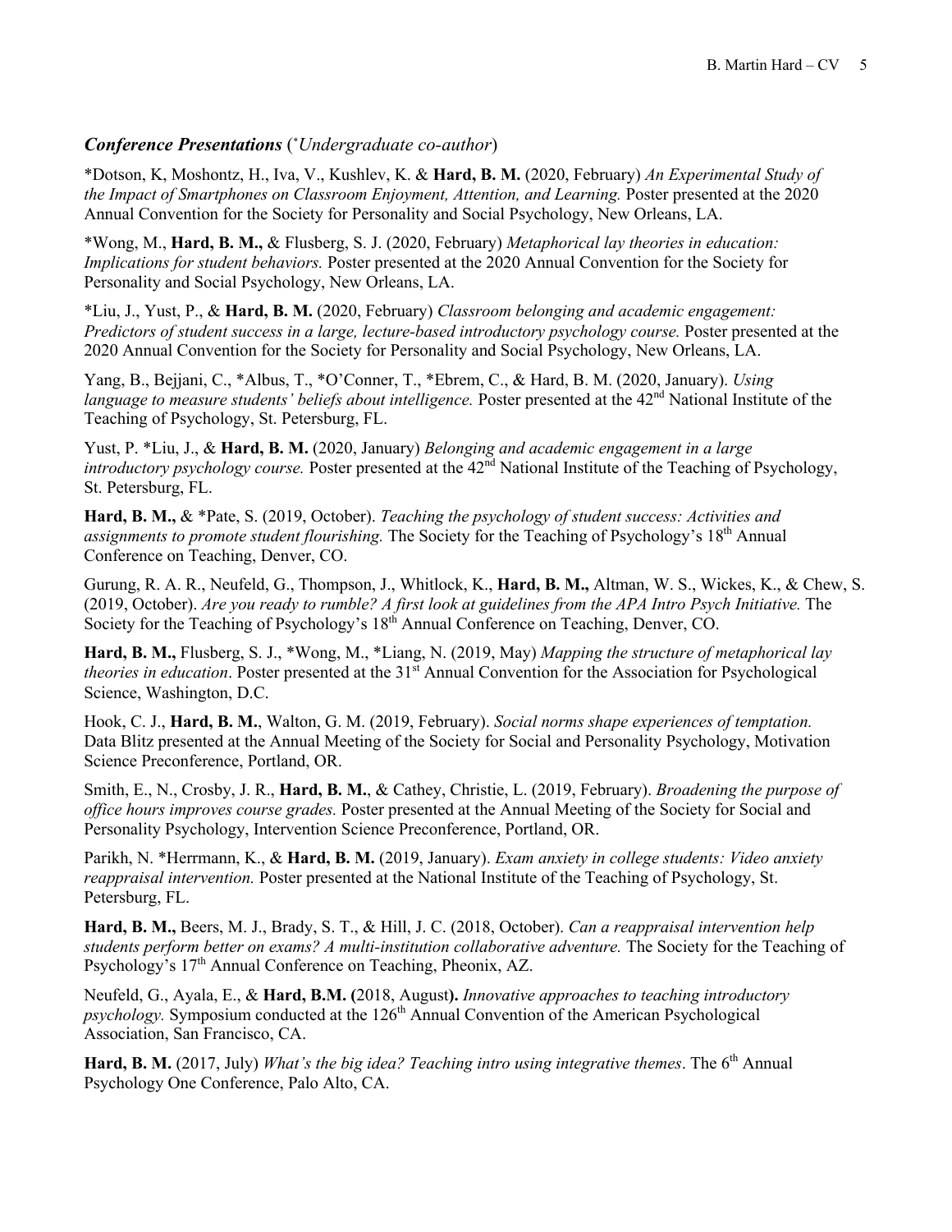### ***Conference Presentations*** (*[*]Undergraduate co-author*)

*Dotson, K, Moshontz, H., Iva, V., Kushlev, K. & **Hard, B. M.** (2020, February) *An Experimental Study of the Impact of Smartphones on Classroom Enjoyment, Attention, and Learning.* Poster presented at the 2020 Annual Convention for the Society for Personality and Social Psychology, New Orleans, LA.

*Wong, M., **Hard, B. M.,** & Flusberg, S. J. (2020, February) *Metaphorical lay theories in education: Implications for student behaviors.* Poster presented at the 2020 Annual Convention for the Society for Personality and Social Psychology, New Orleans, LA.

*Liu, J., Yust, P., & **Hard, B. M.** (2020, February) *Classroom belonging and academic engagement: Predictors of student success in a large, lecture-based introductory psychology course.* Poster presented at the 2020 Annual Convention for the Society for Personality and Social Psychology, New Orleans, LA.

Yang, B., Bejjani, C., *Albus, T., *O'Conner, T., *Ebrem, C., & Hard, B. M. (2020, January). *Using language to measure students' beliefs about intelligence.* Poster presented at the 42nd National Institute of the Teaching of Psychology, St. Petersburg, FL.

Yust, P. *Liu, J., & **Hard, B. M.** (2020, January) *Belonging and academic engagement in a large introductory psychology course.* Poster presented at the 42nd National Institute of the Teaching of Psychology, St. Petersburg, FL.

**Hard, B. M.,** & *Pate, S. (2019, October). *Teaching the psychology of student success: Activities and assignments to promote student flourishing.* The Society for the Teaching of Psychology's 18th Annual Conference on Teaching, Denver, CO.

Gurung, R. A. R., Neufeld, G., Thompson, J., Whitlock, K., **Hard, B. M.,** Altman, W. S., Wickes, K., & Chew, S. (2019, October). *Are you ready to rumble? A first look at guidelines from the APA Intro Psych Initiative.* The Society for the Teaching of Psychology's 18th Annual Conference on Teaching, Denver, CO.

**Hard, B. M.,** Flusberg, S. J., *Wong, M., *Liang, N. (2019, May) *Mapping the structure of metaphorical lay theories in education*. Poster presented at the 31st Annual Convention for the Association for Psychological Science, Washington, D.C.

Hook, C. J., **Hard, B. M.**, Walton, G. M. (2019, February). *Social norms shape experiences of temptation.* Data Blitz presented at the Annual Meeting of the Society for Social and Personality Psychology, Motivation Science Preconference, Portland, OR.

Smith, E., N., Crosby, J. R., **Hard, B. M.**, & Cathey, Christie, L. (2019, February). *Broadening the purpose of office hours improves course grades.* Poster presented at the Annual Meeting of the Society for Social and Personality Psychology, Intervention Science Preconference, Portland, OR.

Parikh, N. *Herrmann, K., & **Hard, B. M.** (2019, January). *Exam anxiety in college students: Video anxiety reappraisal intervention.* Poster presented at the National Institute of the Teaching of Psychology, St. Petersburg, FL.

**Hard, B. M.,** Beers, M. J., Brady, S. T., & Hill, J. C. (2018, October). *Can a reappraisal intervention help students perform better on exams? A multi-institution collaborative adventure.* The Society for the Teaching of Psychology's 17th Annual Conference on Teaching, Pheonix, AZ.

Neufeld, G., Ayala, E., & **Hard, B.M. (**2018, August**).** *Innovative approaches to teaching introductory psychology.* Symposium conducted at the 126th Annual Convention of the American Psychological Association, San Francisco, CA.

**Hard, B. M.** (2017, July) *What's the big idea? Teaching intro using integrative themes*. The 6th Annual Psychology One Conference, Palo Alto, CA.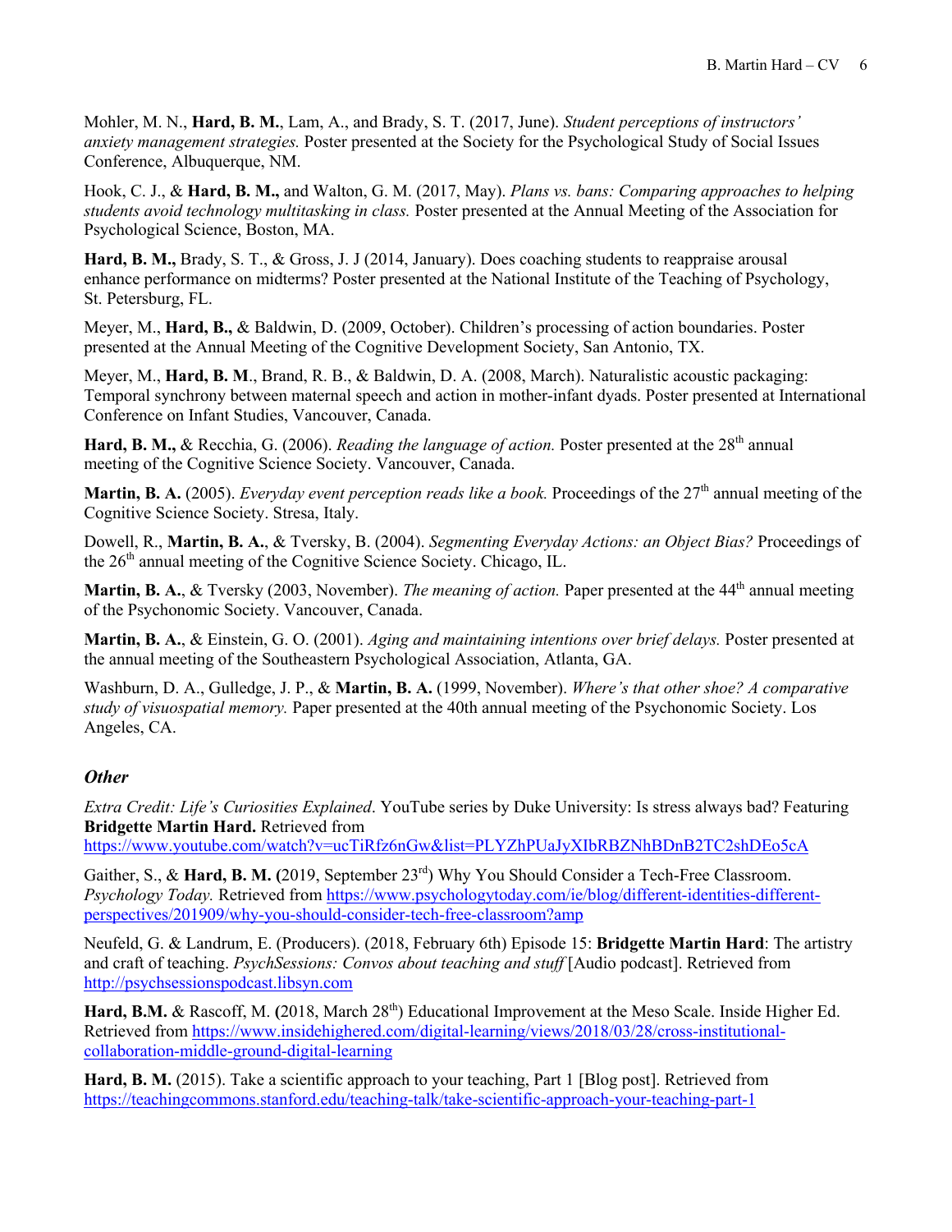Mohler, M. N., **Hard, B. M.**, Lam, A., and Brady, S. T. (2017, June). *Student perceptions of instructors' anxiety management strategies.* Poster presented at the Society for the Psychological Study of Social Issues Conference, Albuquerque, NM.

Hook, C. J., & **Hard, B. M.,** and Walton, G. M. (2017, May). *Plans vs. bans: Comparing approaches to helping students avoid technology multitasking in class.* Poster presented at the Annual Meeting of the Association for Psychological Science, Boston, MA.

**Hard, B. M.,** Brady, S. T., & Gross, J. J (2014, January). Does coaching students to reappraise arousal enhance performance on midterms? Poster presented at the National Institute of the Teaching of Psychology, St. Petersburg, FL.

Meyer, M., **Hard, B.,** & Baldwin, D. (2009, October). Children's processing of action boundaries. Poster presented at the Annual Meeting of the Cognitive Development Society, San Antonio, TX.

Meyer, M., **Hard, B. M**., Brand, R. B., & Baldwin, D. A. (2008, March). Naturalistic acoustic packaging: Temporal synchrony between maternal speech and action in mother-infant dyads. Poster presented at International Conference on Infant Studies, Vancouver, Canada.

**Hard, B. M.,** & Recchia, G. (2006). *Reading the language of action.* Poster presented at the 28th annual meeting of the Cognitive Science Society. Vancouver, Canada.

**Martin, B. A.** (2005). *Everyday event perception reads like a book.* Proceedings of the 27th annual meeting of the Cognitive Science Society. Stresa, Italy.

Dowell, R., **Martin, B. A.**, & Tversky, B. (2004). *Segmenting Everyday Actions: an Object Bias?* Proceedings of the 26th annual meeting of the Cognitive Science Society. Chicago, IL.

**Martin, B. A.**, & Tversky (2003, November). *The meaning of action.* Paper presented at the 44th annual meeting of the Psychonomic Society. Vancouver, Canada.

**Martin, B. A.**, & Einstein, G. O. (2001). *Aging and maintaining intentions over brief delays.* Poster presented at the annual meeting of the Southeastern Psychological Association, Atlanta, GA.

Washburn, D. A., Gulledge, J. P., & **Martin, B. A.** (1999, November). *Where's that other shoe? A comparative study of visuospatial memory.* Paper presented at the 40th annual meeting of the Psychonomic Society. Los Angeles, CA.

### *Other*

*Extra Credit: Life's Curiosities Explained*. YouTube series by Duke University: Is stress always bad? Featuring **Bridgette Martin Hard.** Retrieved from https://www.youtube.com/watch?v=ucTiRfz6nGw&list=PLYZhPUaJyXIbRBZNhBDnB2TC2shDEo5cA

Gaither, S., & **Hard, B. M.** (2019, September 23rd) Why You Should Consider a Tech-Free Classroom. *Psychology Today.* Retrieved from https://www.psychologytoday.com/ie/blog/different-identities-different-perspectives/201909/why-you-should-consider-tech-free-classroom?amp

Neufeld, G. & Landrum, E. (Producers). (2018, February 6th) Episode 15: **Bridgette Martin Hard**: The artistry and craft of teaching. *PsychSessions: Convos about teaching and stuff* [Audio podcast]. Retrieved from http://psychsessionspodcast.libsyn.com

**Hard, B.M.** & Rascoff, M. (2018, March 28th) Educational Improvement at the Meso Scale. Inside Higher Ed. Retrieved from https://www.insidehighered.com/digital-learning/views/2018/03/28/cross-institutional-collaboration-middle-ground-digital-learning

**Hard, B. M.** (2015). Take a scientific approach to your teaching, Part 1 [Blog post]. Retrieved from https://teachingcommons.stanford.edu/teaching-talk/take-scientific-approach-your-teaching-part-1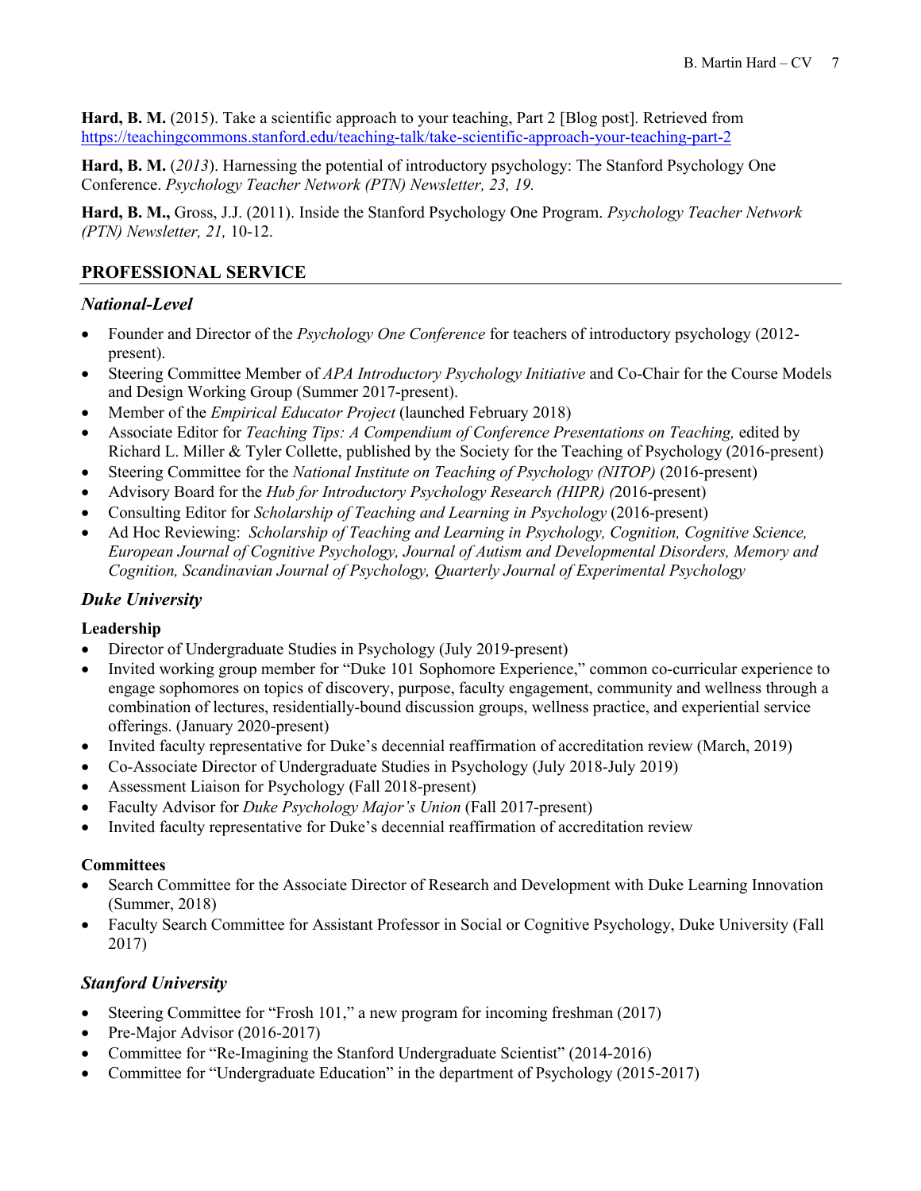**Hard, B. M.** (2015). Take a scientific approach to your teaching, Part 2 [Blog post]. Retrieved from https://teachingcommons.stanford.edu/teaching-talk/take-scientific-approach-your-teaching-part-2

**Hard, B. M.** (*2013*). Harnessing the potential of introductory psychology: The Stanford Psychology One Conference. *Psychology Teacher Network (PTN) Newsletter, 23, 19.*

**Hard, B. M.,** Gross, J.J. (2011). Inside the Stanford Psychology One Program. *Psychology Teacher Network (PTN) Newsletter, 21,* 10-12.

## PROFESSIONAL SERVICE

### *National-Level*

- Founder and Director of the *Psychology One Conference* for teachers of introductory psychology (2012-present).
- Steering Committee Member of *APA Introductory Psychology Initiative* and Co-Chair for the Course Models and Design Working Group (Summer 2017-present).
- Member of the *Empirical Educator Project* (launched February 2018)
- Associate Editor for *Teaching Tips: A Compendium of Conference Presentations on Teaching,* edited by Richard L. Miller & Tyler Collette, published by the Society for the Teaching of Psychology (2016-present)
- Steering Committee for the *National Institute on Teaching of Psychology (NITOP)* (2016-present)
- Advisory Board for the *Hub for Introductory Psychology Research (HIPR) (*2016-present)
- Consulting Editor for *Scholarship of Teaching and Learning in Psychology* (2016-present)
- Ad Hoc Reviewing: *Scholarship of Teaching and Learning in Psychology, Cognition, Cognitive Science, European Journal of Cognitive Psychology, Journal of Autism and Developmental Disorders, Memory and Cognition, Scandinavian Journal of Psychology, Quarterly Journal of Experimental Psychology*

### *Duke University*

**Leadership**

- Director of Undergraduate Studies in Psychology (July 2019-present)
- Invited working group member for "Duke 101 Sophomore Experience," common co-curricular experience to engage sophomores on topics of discovery, purpose, faculty engagement, community and wellness through a combination of lectures, residentially-bound discussion groups, wellness practice, and experiential service offerings. (January 2020-present)
- Invited faculty representative for Duke's decennial reaffirmation of accreditation review (March, 2019)
- Co-Associate Director of Undergraduate Studies in Psychology (July 2018-July 2019)
- Assessment Liaison for Psychology (Fall 2018-present)
- Faculty Advisor for *Duke Psychology Major's Union* (Fall 2017-present)
- Invited faculty representative for Duke's decennial reaffirmation of accreditation review

**Committees**

- Search Committee for the Associate Director of Research and Development with Duke Learning Innovation (Summer, 2018)
- Faculty Search Committee for Assistant Professor in Social or Cognitive Psychology, Duke University (Fall 2017)

### *Stanford University*

- Steering Committee for "Frosh 101," a new program for incoming freshman (2017)
- Pre-Major Advisor (2016-2017)
- Committee for "Re-Imagining the Stanford Undergraduate Scientist" (2014-2016)
- Committee for "Undergraduate Education" in the department of Psychology (2015-2017)